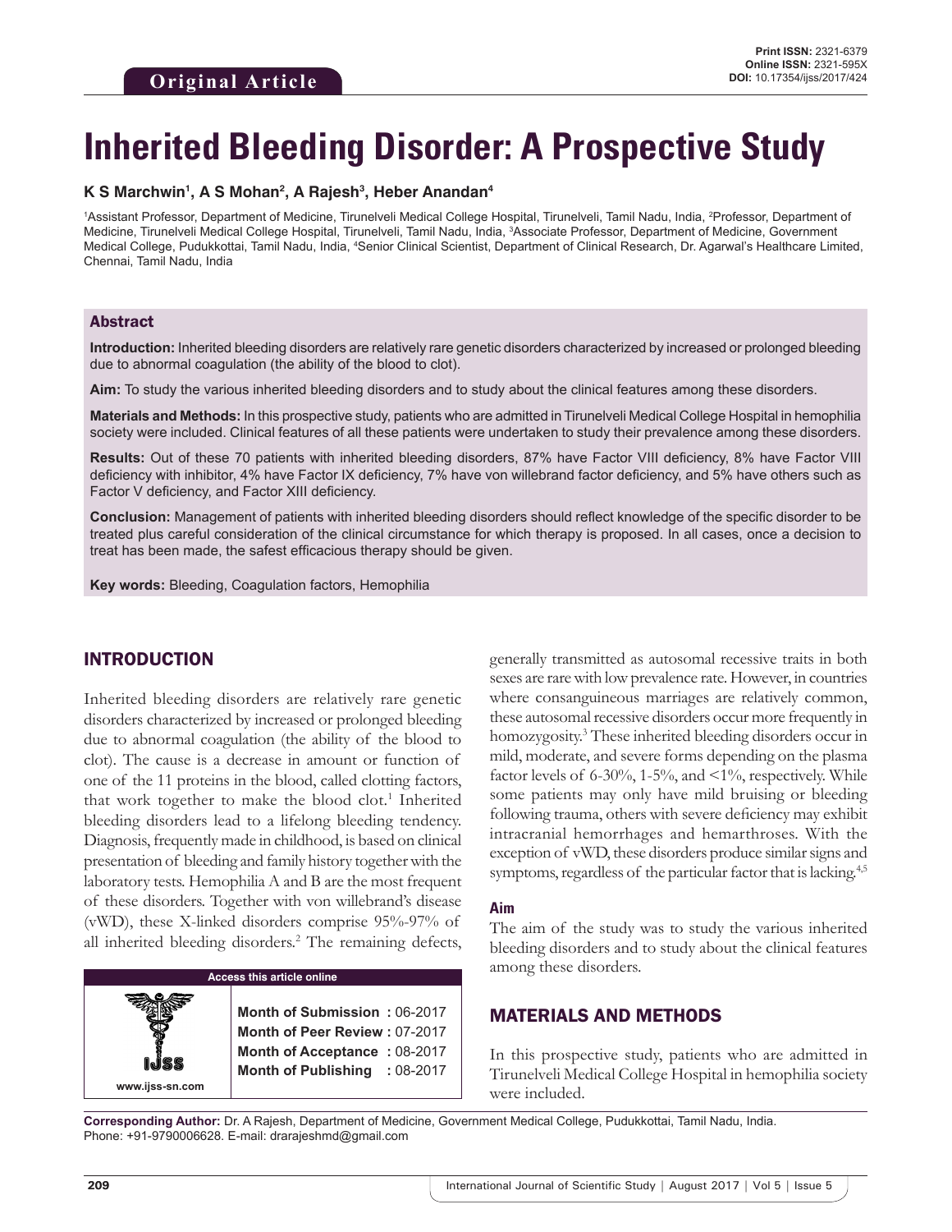**Original Article**

**Print ISSN:** 2321-6379
**Online ISSN:** 2321-595X
**DOI:** 10.17354/ijss/2017/424

# Inherited Bleeding Disorder: A Prospective Study

**K S Marchwin[1], A S Mohan[2], A Rajesh[3], Heber Anandan[4]**

[1]Assistant Professor, Department of Medicine, Tirunelveli Medical College Hospital, Tirunelveli, Tamil Nadu, India, [2]Professor, Department of Medicine, Tirunelveli Medical College Hospital, Tirunelveli, Tamil Nadu, India, [3]Associate Professor, Department of Medicine, Government Medical College, Pudukkottai, Tamil Nadu, India, [4]Senior Clinical Scientist, Department of Clinical Research, Dr. Agarwal's Healthcare Limited, Chennai, Tamil Nadu, India

## Abstract

**Introduction:** Inherited bleeding disorders are relatively rare genetic disorders characterized by increased or prolonged bleeding due to abnormal coagulation (the ability of the blood to clot).

**Aim:** To study the various inherited bleeding disorders and to study about the clinical features among these disorders.

**Materials and Methods:** In this prospective study, patients who are admitted in Tirunelveli Medical College Hospital in hemophilia society were included. Clinical features of all these patients were undertaken to study their prevalence among these disorders.

**Results:** Out of these 70 patients with inherited bleeding disorders, 87% have Factor VIII deficiency, 8% have Factor VIII deficiency with inhibitor, 4% have Factor IX deficiency, 7% have von willebrand factor deficiency, and 5% have others such as Factor V deficiency, and Factor XIII deficiency.

**Conclusion:** Management of patients with inherited bleeding disorders should reflect knowledge of the specific disorder to be treated plus careful consideration of the clinical circumstance for which therapy is proposed. In all cases, once a decision to treat has been made, the safest efficacious therapy should be given.

**Key words:** Bleeding, Coagulation factors, Hemophilia

## INTRODUCTION

Inherited bleeding disorders are relatively rare genetic disorders characterized by increased or prolonged bleeding due to abnormal coagulation (the ability of the blood to clot). The cause is a decrease in amount or function of one of the 11 proteins in the blood, called clotting factors, that work together to make the blood clot.[1] Inherited bleeding disorders lead to a lifelong bleeding tendency. Diagnosis, frequently made in childhood, is based on clinical presentation of bleeding and family history together with the laboratory tests. Hemophilia A and B are the most frequent of these disorders. Together with von willebrand's disease (vWD), these X-linked disorders comprise 95%-97% of all inherited bleeding disorders.[2] The remaining defects, generally transmitted as autosomal recessive traits in both sexes are rare with low prevalence rate. However, in countries where consanguineous marriages are relatively common, these autosomal recessive disorders occur more frequently in homozygosity.[3] These inherited bleeding disorders occur in mild, moderate, and severe forms depending on the plasma factor levels of 6-30%, 1-5%, and <1%, respectively. While some patients may only have mild bruising or bleeding following trauma, others with severe deficiency may exhibit intracranial hemorrhages and hemarthroses. With the exception of vWD, these disorders produce similar signs and symptoms, regardless of the particular factor that is lacking.[4,5]

### Aim

The aim of the study was to study the various inherited bleeding disorders and to study about the clinical features among these disorders.

## MATERIALS AND METHODS

In this prospective study, patients who are admitted in Tirunelveli Medical College Hospital in hemophilia society were included.

| Access this article online | |
|---|---|
| www.ijss-sn.com | **Month of Submission :** 06-2017<br>**Month of Peer Review :** 07-2017<br>**Month of Acceptance :** 08-2017<br>**Month of Publishing :** 08-2017 |

**Corresponding Author:** Dr. A Rajesh, Department of Medicine, Government Medical College, Pudukkottai, Tamil Nadu, India. Phone: +91-9790006628. E-mail: drarajeshmd@gmail.com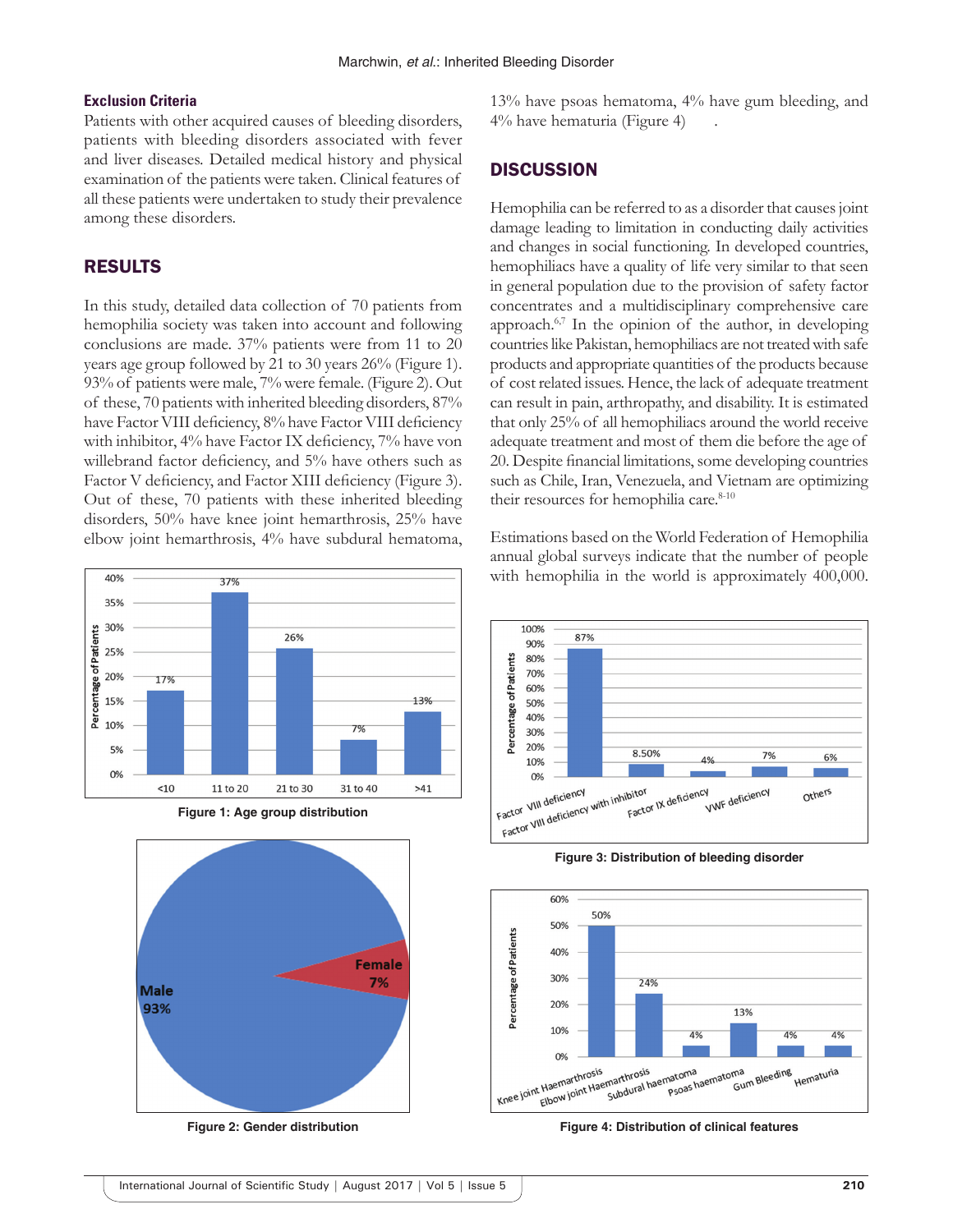### Exclusion Criteria

Patients with other acquired causes of bleeding disorders, patients with bleeding disorders associated with fever and liver diseases. Detailed medical history and physical examination of the patients were taken. Clinical features of all these patients were undertaken to study their prevalence among these disorders.

## RESULTS

In this study, detailed data collection of 70 patients from hemophilia society was taken into account and following conclusions are made. 37% patients were from 11 to 20 years age group followed by 21 to 30 years 26% (Figure 1). 93% of patients were male, 7% were female. (Figure 2). Out of these, 70 patients with inherited bleeding disorders, 87% have Factor VIII deficiency, 8% have Factor VIII deficiency with inhibitor, 4% have Factor IX deficiency, 7% have von willebrand factor deficiency, and 5% have others such as Factor V deficiency, and Factor XIII deficiency (Figure 3). Out of these, 70 patients with these inherited bleeding disorders, 50% have knee joint hemarthrosis, 25% have elbow joint hemarthrosis, 4% have subdural hematoma, 13% have psoas hematoma, 4% have gum bleeding, and 4% have hematuria (Figure 4).

Figure 1: Age group distribution

Figure 2: Gender distribution

## DISCUSSION

Hemophilia can be referred to as a disorder that causes joint damage leading to limitation in conducting daily activities and changes in social functioning. In developed countries, hemophiliacs have a quality of life very similar to that seen in general population due to the provision of safety factor concentrates and a multidisciplinary comprehensive care approach.[6,7] In the opinion of the author, in developing countries like Pakistan, hemophiliacs are not treated with safe products and appropriate quantities of the products because of cost related issues. Hence, the lack of adequate treatment can result in pain, arthropathy, and disability. It is estimated that only 25% of all hemophiliacs around the world receive adequate treatment and most of them die before the age of 20. Despite financial limitations, some developing countries such as Chile, Iran, Venezuela, and Vietnam are optimizing their resources for hemophilia care.[8-10]

Estimations based on the World Federation of Hemophilia annual global surveys indicate that the number of people with hemophilia in the world is approximately 400,000.

Figure 3: Distribution of bleeding disorder

Figure 4: Distribution of clinical features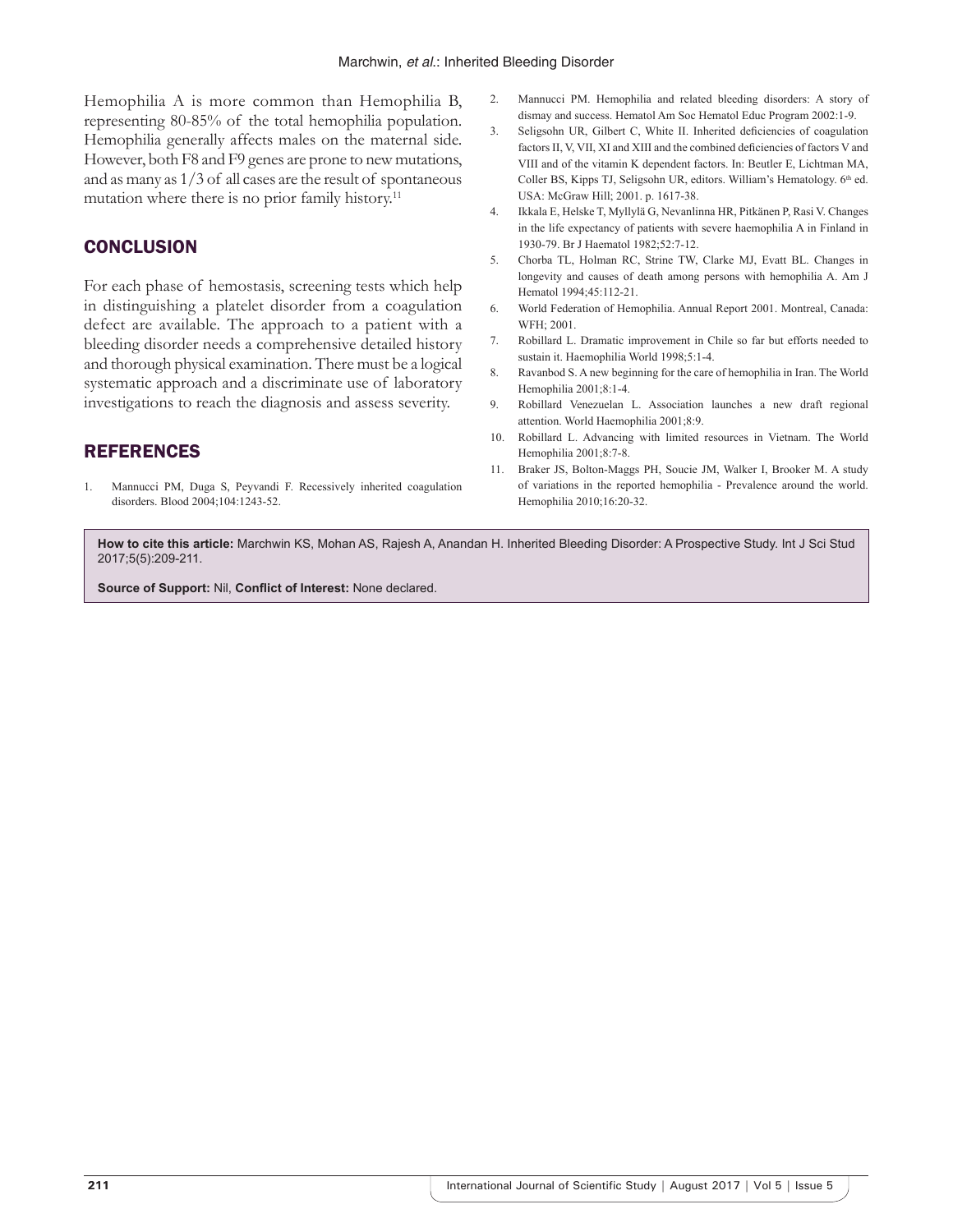Hemophilia A is more common than Hemophilia B, representing 80-85% of the total hemophilia population. Hemophilia generally affects males on the maternal side. However, both F8 and F9 genes are prone to new mutations, and as many as 1/3 of all cases are the result of spontaneous mutation where there is no prior family history.[11]

## CONCLUSION

For each phase of hemostasis, screening tests which help in distinguishing a platelet disorder from a coagulation defect are available. The approach to a patient with a bleeding disorder needs a comprehensive detailed history and thorough physical examination. There must be a logical systematic approach and a discriminate use of laboratory investigations to reach the diagnosis and assess severity.

## REFERENCES

1. Mannucci PM, Duga S, Peyvandi F. Recessively inherited coagulation disorders. Blood 2004;104:1243-52.
2. Mannucci PM. Hemophilia and related bleeding disorders: A story of dismay and success. Hematol Am Soc Hematol Educ Program 2002:1-9.
3. Seligsohn UR, Gilbert C, White II. Inherited deficiencies of coagulation factors II, V, VII, XI and XIII and the combined deficiencies of factors V and VIII and of the vitamin K dependent factors. In: Beutler E, Lichtman MA, Coller BS, Kipps TJ, Seligsohn UR, editors. William's Hematology. 6th ed. USA: McGraw Hill; 2001. p. 1617-38.
4. Ikkala E, Helske T, Myllylä G, Nevanlinna HR, Pitkänen P, Rasi V. Changes in the life expectancy of patients with severe haemophilia A in Finland in 1930-79. Br J Haematol 1982;52:7-12.
5. Chorba TL, Holman RC, Strine TW, Clarke MJ, Evatt BL. Changes in longevity and causes of death among persons with hemophilia A. Am J Hematol 1994;45:112-21.
6. World Federation of Hemophilia. Annual Report 2001. Montreal, Canada: WFH; 2001.
7. Robillard L. Dramatic improvement in Chile so far but efforts needed to sustain it. Haemophilia World 1998;5:1-4.
8. Ravanbod S. A new beginning for the care of hemophilia in Iran. The World Hemophilia 2001;8:1-4.
9. Robillard Venezuelan L. Association launches a new draft regional attention. World Haemophilia 2001;8:9.
10. Robillard L. Advancing with limited resources in Vietnam. The World Hemophilia 2001;8:7-8.
11. Braker JS, Bolton-Maggs PH, Soucie JM, Walker I, Brooker M. A study of variations in the reported hemophilia - Prevalence around the world. Hemophilia 2010;16:20-32.

**How to cite this article:** Marchwin KS, Mohan AS, Rajesh A, Anandan H. Inherited Bleeding Disorder: A Prospective Study. Int J Sci Stud 2017;5(5):209-211.

**Source of Support:** Nil, **Conflict of Interest:** None declared.